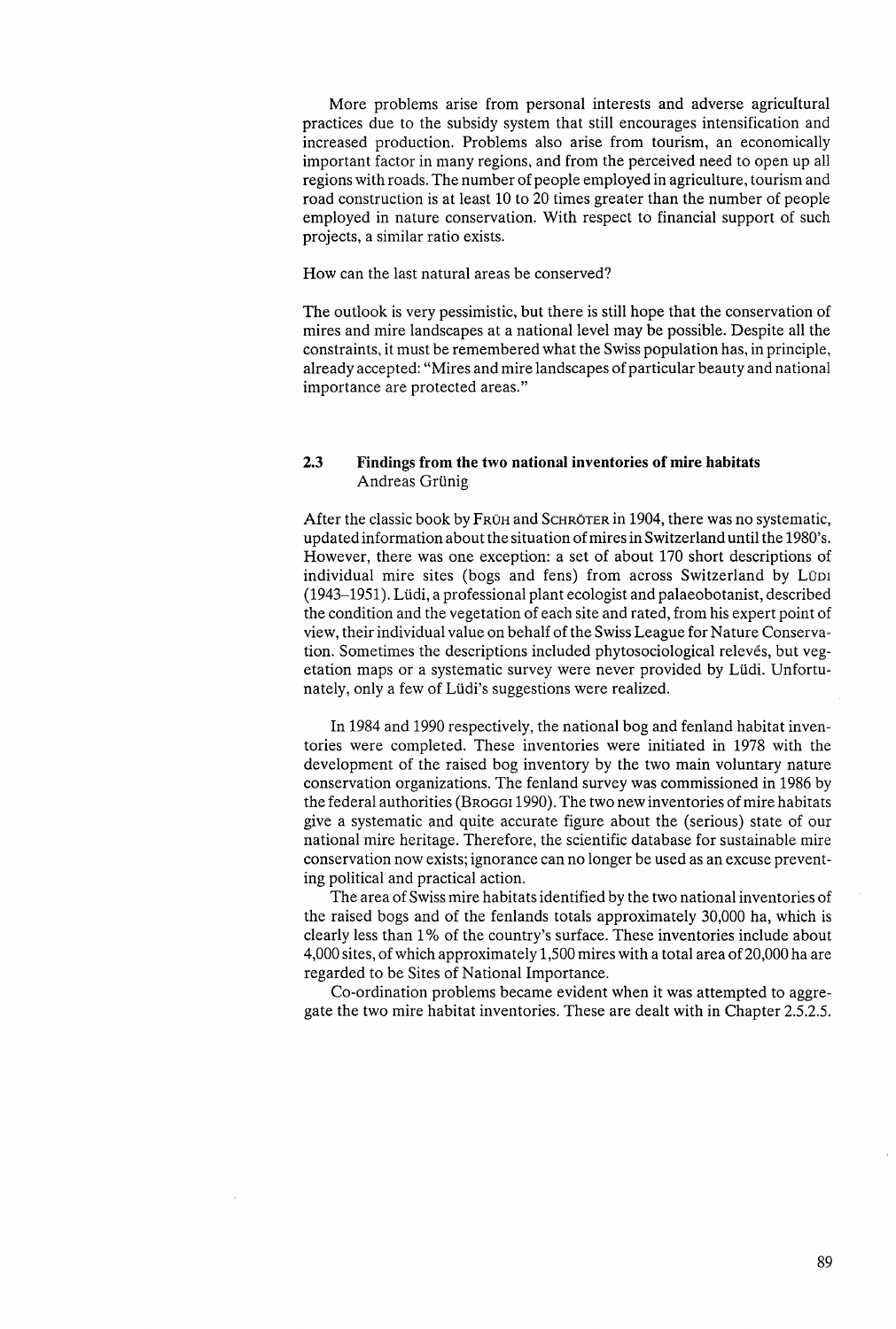More problems arise from personal interests and adverse agricultural practices due to the subsidy system that still encourages intensification and increased production. Problems also arise from tourism, an economically important factor in many regions, and from the perceived need to open up all regions with roads. The number of people employed in agriculture, tourism and road construction is at least 10 to 20 times greater than the number of people employed in nature conservation. With respect to financial support of such projects, a similar ratio exists.

How can the last natural areas be conserved?

The outlook is very pessimistic, but there is still hope that the conservation of mires and mire landscapes at a national level may be possible. Despite all the constraints, it must be remembered what the Swiss population has, in principle, already accepted: "Mires and mire landscapes of particular beauty and national importance are protected areas."

## 2.3 Findings from the two national inventories of mire habitats

Andreas Grünig

After the classic book by FRÜH and SCHRÖTER in 1904, there was no systematic, updated information about the situation of mires in Switzerland until the 1980's. However, there was one exception: a set of about 170 short descriptions of individual mire sites (bogs and fens) from across Switzerland by LÜDI (1943–1951). Lüdi, a professional plant ecologist and palaeobotanist, described the condition and the vegetation of each site and rated, from his expert point of view, their individual value on behalf of the Swiss League for Nature Conservation. Sometimes the descriptions included phytosociological relevés, but vegetation maps or a systematic survey were never provided by Lüdi. Unfortunately, only a few of Lüdi's suggestions were realized.

In 1984 and 1990 respectively, the national bog and fenland habitat inventories were completed. These inventories were initiated in 1978 with the development of the raised bog inventory by the two main voluntary nature conservation organizations. The fenland survey was commissioned in 1986 by the federal authorities (BROGGI 1990). The two new inventories of mire habitats give a systematic and quite accurate figure about the (serious) state of our national mire heritage. Therefore, the scientific database for sustainable mire conservation now exists; ignorance can no longer be used as an excuse preventing political and practical action.

The area of Swiss mire habitats identified by the two national inventories of the raised bogs and of the fenlands totals approximately 30,000 ha, which is clearly less than 1% of the country's surface. These inventories include about 4,000 sites, of which approximately 1,500 mires with a total area of 20,000 ha are regarded to be Sites of National Importance.

Co-ordination problems became evident when it was attempted to aggregate the two mire habitat inventories. These are dealt with in Chapter 2.5.2.5.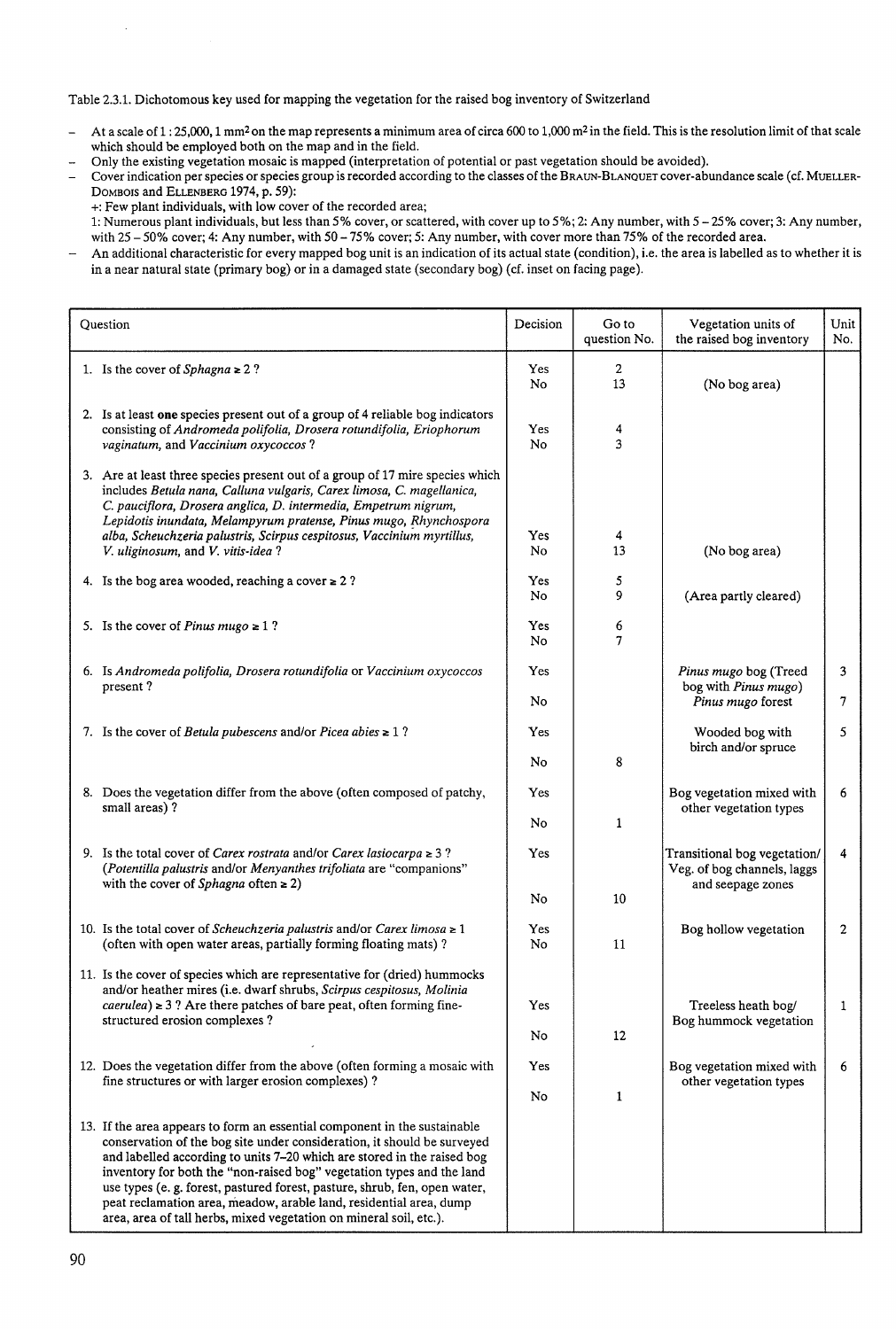Table 2.3.1. Dichotomous key used for mapping the vegetation for the raised bog inventory of Switzerland

- At a scale of 1 : 25,000, 1 mm² on the map represents a minimum area of circa 600 to 1,000 m² in the field. This is the resolution limit of that scale which should be employed both on the map and in the field.
- Only the existing vegetation mosaic is mapped (interpretation of potential or past vegetation should be avoided).
- Cover indication per species or species group is recorded according to the classes of the BRAUN-BLANQUET cover-abundance scale (cf. MUELLER-DOMBOIS and ELLENBERG 1974, p. 59):
  +: Few plant individuals, with low cover of the recorded area;
  1: Numerous plant individuals, but less than 5% cover, or scattered, with cover up to 5%; 2: Any number, with 5 – 25% cover; 3: Any number, with 25 – 50% cover; 4: Any number, with 50 – 75% cover; 5: Any number, with cover more than 75% of the recorded area.
- An additional characteristic for every mapped bog unit is an indication of its actual state (condition), i.e. the area is labelled as to whether it is in a near natural state (primary bog) or in a damaged state (secondary bog) (cf. inset on facing page).

| Question | Decision | Go to question No. | Vegetation units of the raised bog inventory | Unit No. |
|---|---|---|---|---|
| 1. Is the cover of *Sphagna* ≥ 2 ? | Yes | 2 | | |
| | No | 13 | (No bog area) | |
| 2. Is at least **one** species present out of a group of 4 reliable bog indicators consisting of *Andromeda polifolia, Drosera rotundifolia, Eriophorum vaginatum,* and *Vaccinium oxycoccos* ? | Yes | 4 | | |
| | No | 3 | | |
| 3. Are at least three species present out of a group of 17 mire species which includes *Betula nana, Calluna vulgaris, Carex limosa, C. magellanica, C. pauciflora, Drosera anglica, D. intermedia, Empetrum nigrum, Lepidotis inundata, Melampyrum pratense, Pinus mugo, Rhynchospora alba, Scheuchzeria palustris, Scirpus cespitosus, Vaccinium myrtillus, V. uliginosum,* and *V. vitis-idea* ? | Yes | 4 | | |
| | No | 13 | (No bog area) | |
| 4. Is the bog area wooded, reaching a cover ≥ 2 ? | Yes | 5 | | |
| | No | 9 | (Area partly cleared) | |
| 5. Is the cover of *Pinus mugo* ≥ 1 ? | Yes | 6 | | |
| | No | 7 | | |
| 6. Is *Andromeda polifolia, Drosera rotundifolia* or *Vaccinium oxycoccos* present ? | Yes | | *Pinus mugo* bog (Treed bog with *Pinus mugo*) | 3 |
| | No | | *Pinus mugo* forest | 7 |
| 7. Is the cover of *Betula pubescens* and/or *Picea abies* ≥ 1 ? | Yes | | Wooded bog with birch and/or spruce | 5 |
| | No | 8 | | |
| 8. Does the vegetation differ from the above (often composed of patchy, small areas) ? | Yes | | Bog vegetation mixed with other vegetation types | 6 |
| | No | 1 | | |
| 9. Is the total cover of *Carex rostrata* and/or *Carex lasiocarpa* ≥ 3 ? (*Potentilla palustris* and/or *Menyanthes trifoliata* are "companions" with the cover of *Sphagna* often ≥ 2) | Yes | | Transitional bog vegetation/ Veg. of bog channels, laggs and seepage zones | 4 |
| | No | 10 | | |
| 10. Is the total cover of *Scheuchzeria palustris* and/or *Carex limosa* ≥ 1 (often with open water areas, partially forming floating mats) ? | Yes | | Bog hollow vegetation | 2 |
| | No | 11 | | |
| 11. Is the cover of species which are representative for (dried) hummocks and/or heather mires (i.e. dwarf shrubs, *Scirpus cespitosus, Molinia caerulea*) ≥ 3 ? Are there patches of bare peat, often forming fine-structured erosion complexes ? | Yes | | Treeless heath bog/ Bog hummock vegetation | 1 |
| | No | 12 | | |
| 12. Does the vegetation differ from the above (often forming a mosaic with fine structures or with larger erosion complexes) ? | Yes | | Bog vegetation mixed with other vegetation types | 6 |
| | No | 1 | | |
| 13. If the area appears to form an essential component in the sustainable conservation of the bog site under consideration, it should be surveyed and labelled according to units 7–20 which are stored in the raised bog inventory for both the "non-raised bog" vegetation types and the land use types (e. g. forest, pastured forest, pasture, shrub, fen, open water, peat reclamation area, meadow, arable land, residential area, dump area, area of tall herbs, mixed vegetation on mineral soil, etc.). | | | | |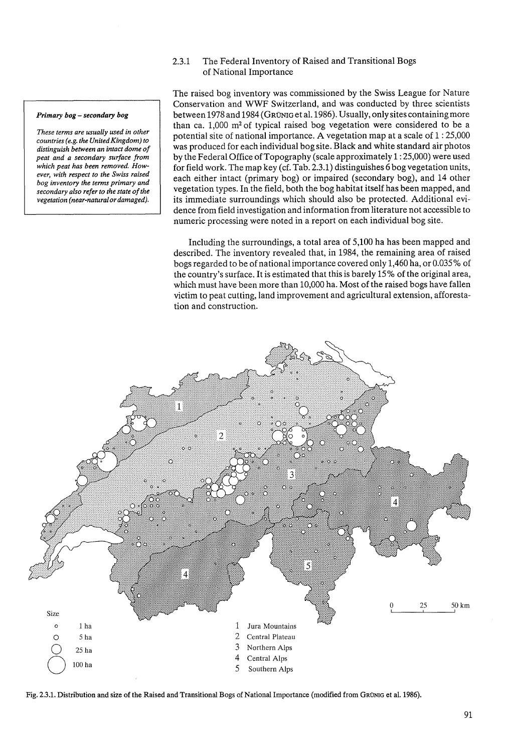### 2.3.1 The Federal Inventory of Raised and Transitional Bogs of National Importance

> ***Primary bog – secondary bog***
>
> *These terms are usually used in other countries (e.g. the United Kingdom) to distinguish between an intact dome of peat and a secondary surface from which peat has been removed. However, with respect to the Swiss raised bog inventory the terms primary and secondary also refer to the state of the vegetation (near-natural or damaged).*

The raised bog inventory was commissioned by the Swiss League for Nature Conservation and WWF Switzerland, and was conducted by three scientists between 1978 and 1984 (Grünig et al. 1986). Usually, only sites containing more than ca. 1,000 m² of typical raised bog vegetation were considered to be a potential site of national importance. A vegetation map at a scale of 1 : 25,000 was produced for each individual bog site. Black and white standard air photos by the Federal Office of Topography (scale approximately 1 : 25,000) were used for field work. The map key (cf. Tab. 2.3.1) distinguishes 6 bog vegetation units, each either intact (primary bog) or impaired (secondary bog), and 14 other vegetation types. In the field, both the bog habitat itself has been mapped, and its immediate surroundings which should also be protected. Additional evidence from field investigation and information from literature not accessible to numeric processing were noted in a report on each individual bog site.

Including the surroundings, a total area of 5,100 ha has been mapped and described. The inventory revealed that, in 1984, the remaining area of raised bogs regarded to be of national importance covered only 1,460 ha, or 0.035 % of the country's surface. It is estimated that this is barely 15 % of the original area, which must have been more than 10,000 ha. Most of the raised bogs have fallen victim to peat cutting, land improvement and agricultural extension, afforestation and construction.

Size: 1 ha; 5 ha; 25 ha; 100 ha

1 Jura Mountains
2 Central Plateau
3 Northern Alps
4 Central Alps
5 Southern Alps

0 25 50 km

Fig. 2.3.1. Distribution and size of the Raised and Transitional Bogs of National Importance (modified from Grünig et al. 1986).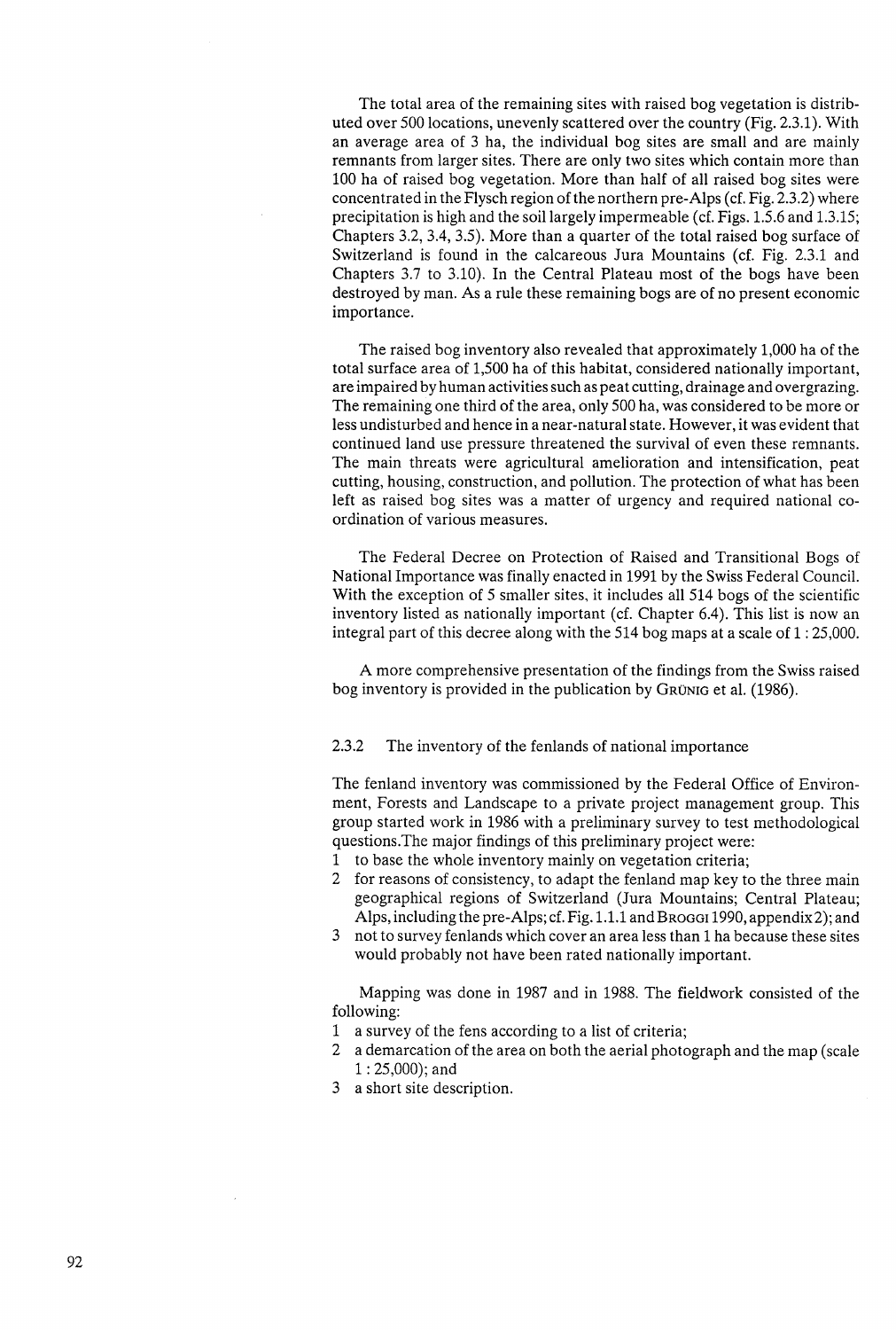The total area of the remaining sites with raised bog vegetation is distributed over 500 locations, unevenly scattered over the country (Fig. 2.3.1). With an average area of 3 ha, the individual bog sites are small and are mainly remnants from larger sites. There are only two sites which contain more than 100 ha of raised bog vegetation. More than half of all raised bog sites were concentrated in the Flysch region of the northern pre-Alps (cf. Fig. 2.3.2) where precipitation is high and the soil largely impermeable (cf. Figs. 1.5.6 and 1.3.15; Chapters 3.2, 3.4, 3.5). More than a quarter of the total raised bog surface of Switzerland is found in the calcareous Jura Mountains (cf. Fig. 2.3.1 and Chapters 3.7 to 3.10). In the Central Plateau most of the bogs have been destroyed by man. As a rule these remaining bogs are of no present economic importance.

The raised bog inventory also revealed that approximately 1,000 ha of the total surface area of 1,500 ha of this habitat, considered nationally important, are impaired by human activities such as peat cutting, drainage and overgrazing. The remaining one third of the area, only 500 ha, was considered to be more or less undisturbed and hence in a near-natural state. However, it was evident that continued land use pressure threatened the survival of even these remnants. The main threats were agricultural amelioration and intensification, peat cutting, housing, construction, and pollution. The protection of what has been left as raised bog sites was a matter of urgency and required national co-ordination of various measures.

The Federal Decree on Protection of Raised and Transitional Bogs of National Importance was finally enacted in 1991 by the Swiss Federal Council. With the exception of 5 smaller sites, it includes all 514 bogs of the scientific inventory listed as nationally important (cf. Chapter 6.4). This list is now an integral part of this decree along with the 514 bog maps at a scale of 1 : 25,000.

A more comprehensive presentation of the findings from the Swiss raised bog inventory is provided in the publication by Grünig et al. (1986).

### 2.3.2 The inventory of the fenlands of national importance

The fenland inventory was commissioned by the Federal Office of Environment, Forests and Landscape to a private project management group. This group started work in 1986 with a preliminary survey to test methodological questions. The major findings of this preliminary project were:

1. to base the whole inventory mainly on vegetation criteria;
2. for reasons of consistency, to adapt the fenland map key to the three main geographical regions of Switzerland (Jura Mountains; Central Plateau; Alps, including the pre-Alps; cf. Fig. 1.1.1 and Broggi 1990, appendix 2); and
3. not to survey fenlands which cover an area less than 1 ha because these sites would probably not have been rated nationally important.

Mapping was done in 1987 and in 1988. The fieldwork consisted of the following:

1. a survey of the fens according to a list of criteria;
2. a demarcation of the area on both the aerial photograph and the map (scale 1 : 25,000); and
3. a short site description.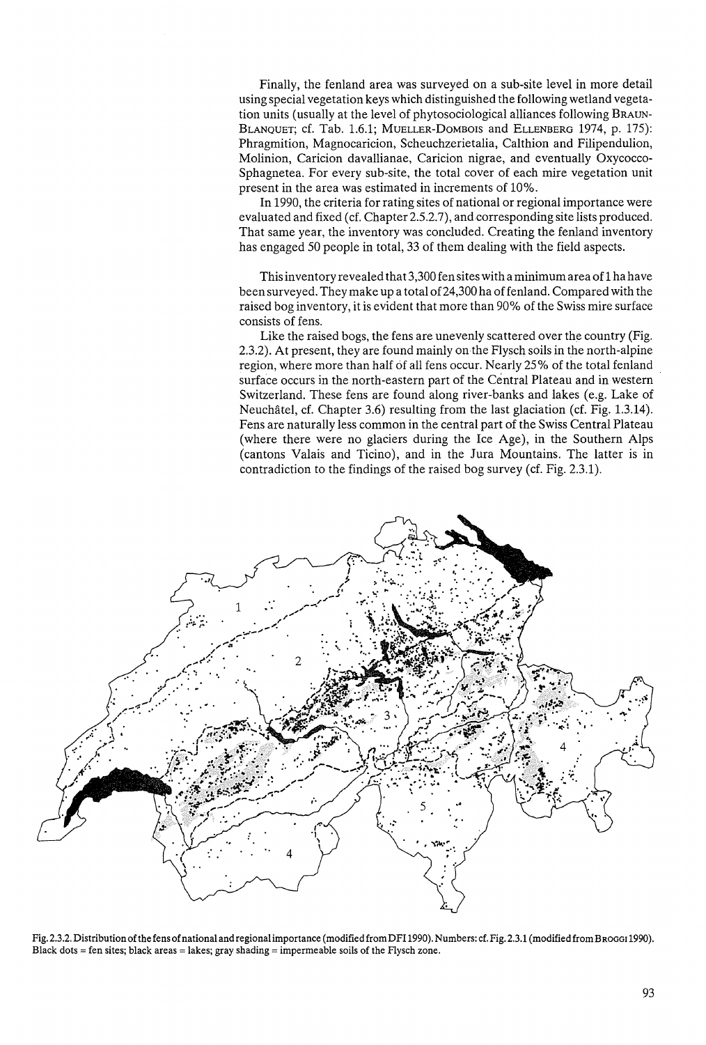Finally, the fenland area was surveyed on a sub-site level in more detail using special vegetation keys which distinguished the following wetland vegetation units (usually at the level of phytosociological alliances following Braun-Blanquet; cf. Tab. 1.6.1; Mueller-Dombois and Ellenberg 1974, p. 175): Phragmition, Magnocaricion, Scheuchzerietalia, Calthion and Filipendulion, Molinion, Caricion davallianae, Caricion nigrae, and eventually Oxycocco-Sphagnetea. For every sub-site, the total cover of each mire vegetation unit present in the area was estimated in increments of 10%.

In 1990, the criteria for rating sites of national or regional importance were evaluated and fixed (cf. Chapter 2.5.2.7), and corresponding site lists produced. That same year, the inventory was concluded. Creating the fenland inventory has engaged 50 people in total, 33 of them dealing with the field aspects.

This inventory revealed that 3,300 fen sites with a minimum area of 1 ha have been surveyed. They make up a total of 24,300 ha of fenland. Compared with the raised bog inventory, it is evident that more than 90% of the Swiss mire surface consists of fens.

Like the raised bogs, the fens are unevenly scattered over the country (Fig. 2.3.2). At present, they are found mainly on the Flysch soils in the north-alpine region, where more than half of all fens occur. Nearly 25% of the total fenland surface occurs in the north-eastern part of the Central Plateau and in western Switzerland. These fens are found along river-banks and lakes (e.g. Lake of Neuchâtel, cf. Chapter 3.6) resulting from the last glaciation (cf. Fig. 1.3.14). Fens are naturally less common in the central part of the Swiss Central Plateau (where there were no glaciers during the Ice Age), in the Southern Alps (cantons Valais and Ticino), and in the Jura Mountains. The latter is in contradiction to the findings of the raised bog survey (cf. Fig. 2.3.1).

Fig. 2.3.2. Distribution of the fens of national and regional importance (modified from DFI 1990). Numbers: cf. Fig. 2.3.1 (modified from Broggi 1990). Black dots = fen sites; black areas = lakes; gray shading = impermeable soils of the Flysch zone.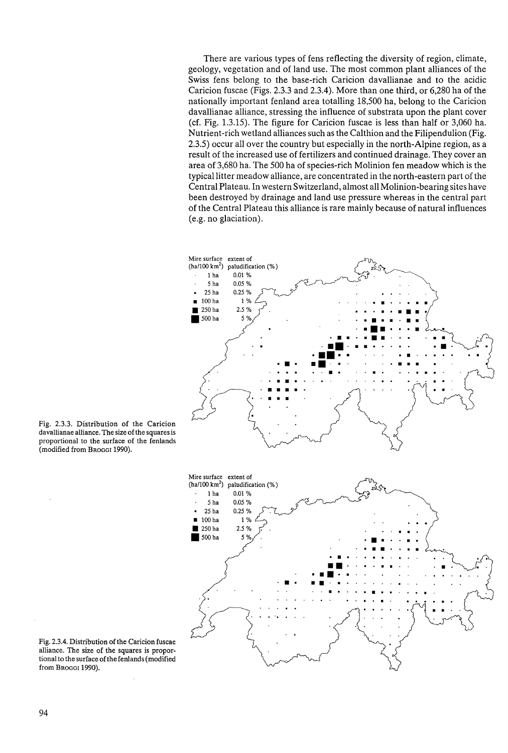There are various types of fens reflecting the diversity of region, climate, geology, vegetation and of land use. The most common plant alliances of the Swiss fens belong to the base-rich Caricion davallianae and to the acidic Caricion fuscae (Figs. 2.3.3 and 2.3.4). More than one third, or 6,280 ha of the nationally important fenland area totalling 18,500 ha, belong to the Caricion davallianae alliance, stressing the influence of substrata upon the plant cover (cf. Fig. 1.3.15). The figure for Caricion fuscae is less than half or 3,060 ha. Nutrient-rich wetland alliances such as the Calthion and the Filipendulion (Fig. 2.3.5) occur all over the country but especially in the north-Alpine region, as a result of the increased use of fertilizers and continued drainage. They cover an area of 3,680 ha. The 500 ha of species-rich Molinion fen meadow which is the typical litter meadow alliance, are concentrated in the north-eastern part of the Central Plateau. In western Switzerland, almost all Molinion-bearing sites have been destroyed by drainage and land use pressure whereas in the central part of the Central Plateau this alliance is rare mainly because of natural influences (e.g. no glaciation).

| Mire surface (ha/100 km$^2$) | extent of paludification (%) |
|---|---|
| 1 ha | 0.01 % |
| 5 ha | 0.05 % |
| 25 ha | 0.25 % |
| 100 ha | 1 % |
| 250 ha | 2.5 % |
| 500 ha | 5 % |

Fig. 2.3.3. Distribution of the Caricion davallianae alliance. The size of the squares is proportional to the surface of the fenlands (modified from Broggi 1990).

| Mire surface (ha/100 km$^2$) | extent of paludification (%) |
|---|---|
| 1 ha | 0.01 % |
| 5 ha | 0.05 % |
| 25 ha | 0.25 % |
| 100 ha | 1 % |
| 250 ha | 2.5 % |
| 500 ha | 5 % |

Fig. 2.3.4. Distribution of the Caricion fuscae alliance. The size of the squares is proportional to the surface of the fenlands (modified from Broggi 1990).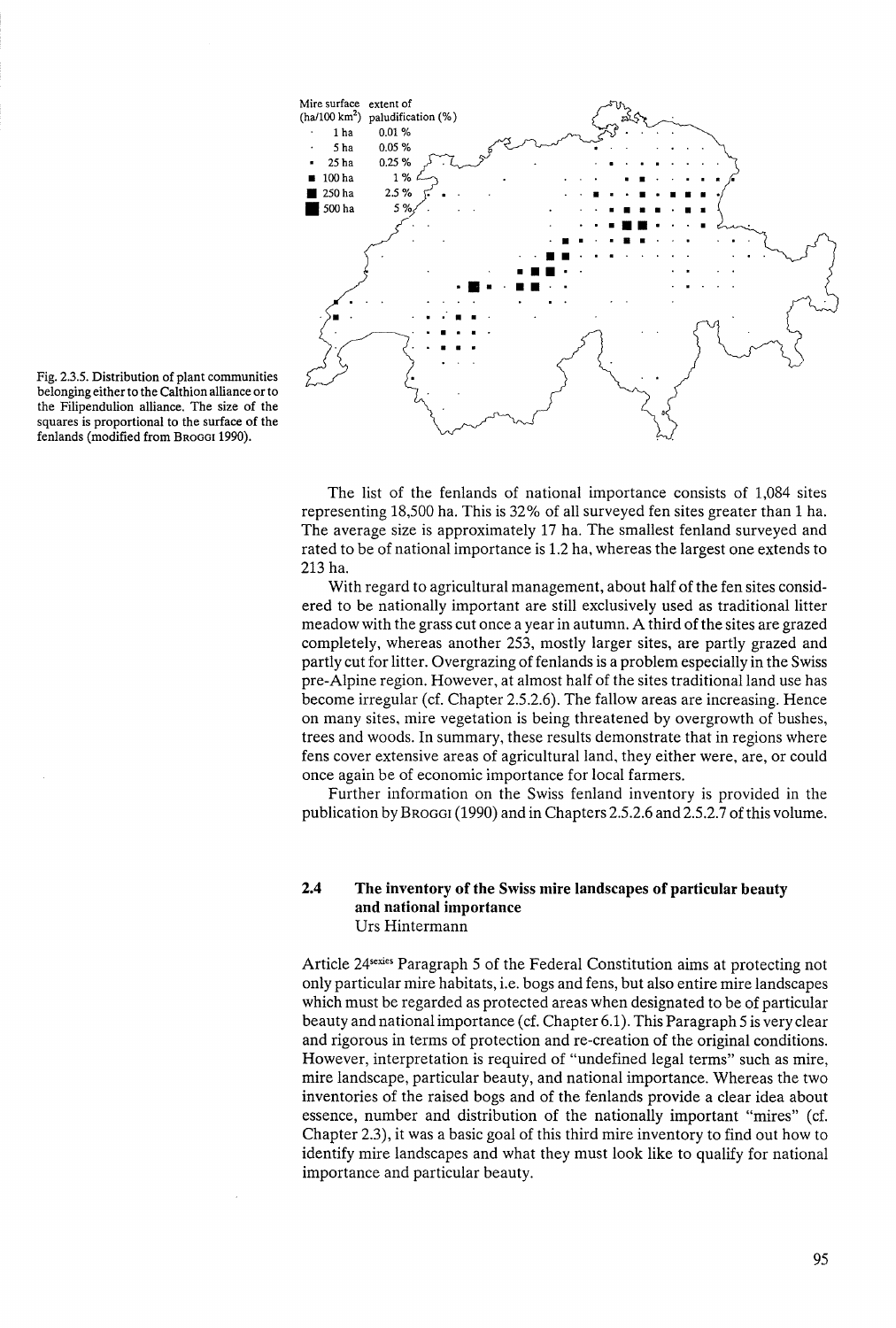Mire surface (ha/100 km$^2$) extent of paludification (%)

1 ha 0.01 %
5 ha 0.05 %
25 ha 0.25 %
100 ha 1 %
250 ha 2.5 %
500 ha 5 %

Fig. 2.3.5. Distribution of plant communities belonging either to the Calthion alliance or to the Filipendulion alliance. The size of the squares is proportional to the surface of the fenlands (modified from Broggi 1990).

The list of the fenlands of national importance consists of 1,084 sites representing 18,500 ha. This is 32% of all surveyed fen sites greater than 1 ha. The average size is approximately 17 ha. The smallest fenland surveyed and rated to be of national importance is 1.2 ha, whereas the largest one extends to 213 ha.

With regard to agricultural management, about half of the fen sites considered to be nationally important are still exclusively used as traditional litter meadow with the grass cut once a year in autumn. A third of the sites are grazed completely, whereas another 253, mostly larger sites, are partly grazed and partly cut for litter. Overgrazing of fenlands is a problem especially in the Swiss pre-Alpine region. However, at almost half of the sites traditional land use has become irregular (cf. Chapter 2.5.2.6). The fallow areas are increasing. Hence on many sites, mire vegetation is being threatened by overgrowth of bushes, trees and woods. In summary, these results demonstrate that in regions where fens cover extensive areas of agricultural land, they either were, are, or could once again be of economic importance for local farmers.

Further information on the Swiss fenland inventory is provided in the publication by Broggi (1990) and in Chapters 2.5.2.6 and 2.5.2.7 of this volume.

## 2.4 The inventory of the Swiss mire landscapes of particular beauty and national importance

Urs Hintermann

Article 24[sexies] Paragraph 5 of the Federal Constitution aims at protecting not only particular mire habitats, i.e. bogs and fens, but also entire mire landscapes which must be regarded as protected areas when designated to be of particular beauty and national importance (cf. Chapter 6.1). This Paragraph 5 is very clear and rigorous in terms of protection and re-creation of the original conditions. However, interpretation is required of "undefined legal terms" such as mire, mire landscape, particular beauty, and national importance. Whereas the two inventories of the raised bogs and of the fenlands provide a clear idea about essence, number and distribution of the nationally important "mires" (cf. Chapter 2.3), it was a basic goal of this third mire inventory to find out how to identify mire landscapes and what they must look like to qualify for national importance and particular beauty.